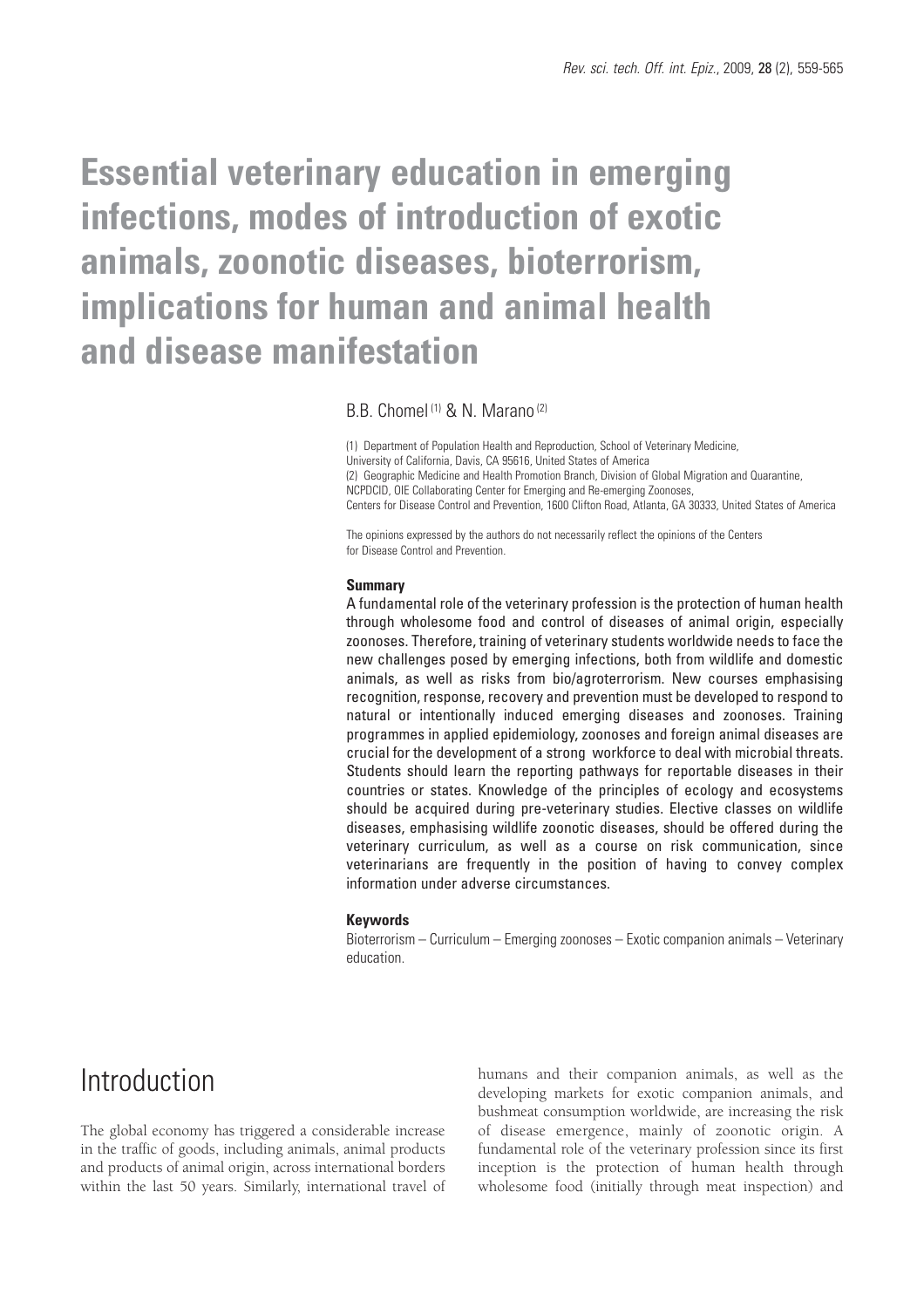# Essential veterinary education in emerging infections, modes of introduction of exotic animals, zoonotic diseases, bioterrorism, implications for human and animal health and disease manifestation

B.B. Chomel [(1)] & N. Marano [(2)]

(1) Department of Population Health and Reproduction, School of Veterinary Medicine, University of California, Davis, CA 95616, United States of America
(2) Geographic Medicine and Health Promotion Branch, Division of Global Migration and Quarantine, NCPDCID, OIE Collaborating Center for Emerging and Re-emerging Zoonoses, Centers for Disease Control and Prevention, 1600 Clifton Road, Atlanta, GA 30333, United States of America

The opinions expressed by the authors do not necessarily reflect the opinions of the Centers for Disease Control and Prevention.

### Summary

A fundamental role of the veterinary profession is the protection of human health through wholesome food and control of diseases of animal origin, especially zoonoses. Therefore, training of veterinary students worldwide needs to face the new challenges posed by emerging infections, both from wildlife and domestic animals, as well as risks from bio/agroterrorism. New courses emphasising recognition, response, recovery and prevention must be developed to respond to natural or intentionally induced emerging diseases and zoonoses. Training programmes in applied epidemiology, zoonoses and foreign animal diseases are crucial for the development of a strong workforce to deal with microbial threats. Students should learn the reporting pathways for reportable diseases in their countries or states. Knowledge of the principles of ecology and ecosystems should be acquired during pre-veterinary studies. Elective classes on wildlife diseases, emphasising wildlife zoonotic diseases, should be offered during the veterinary curriculum, as well as a course on risk communication, since veterinarians are frequently in the position of having to convey complex information under adverse circumstances.

### Keywords

Bioterrorism – Curriculum – Emerging zoonoses – Exotic companion animals – Veterinary education.

## Introduction

The global economy has triggered a considerable increase in the traffic of goods, including animals, animal products and products of animal origin, across international borders within the last 50 years. Similarly, international travel of humans and their companion animals, as well as the developing markets for exotic companion animals, and bushmeat consumption worldwide, are increasing the risk of disease emergence, mainly of zoonotic origin. A fundamental role of the veterinary profession since its first inception is the protection of human health through wholesome food (initially through meat inspection) and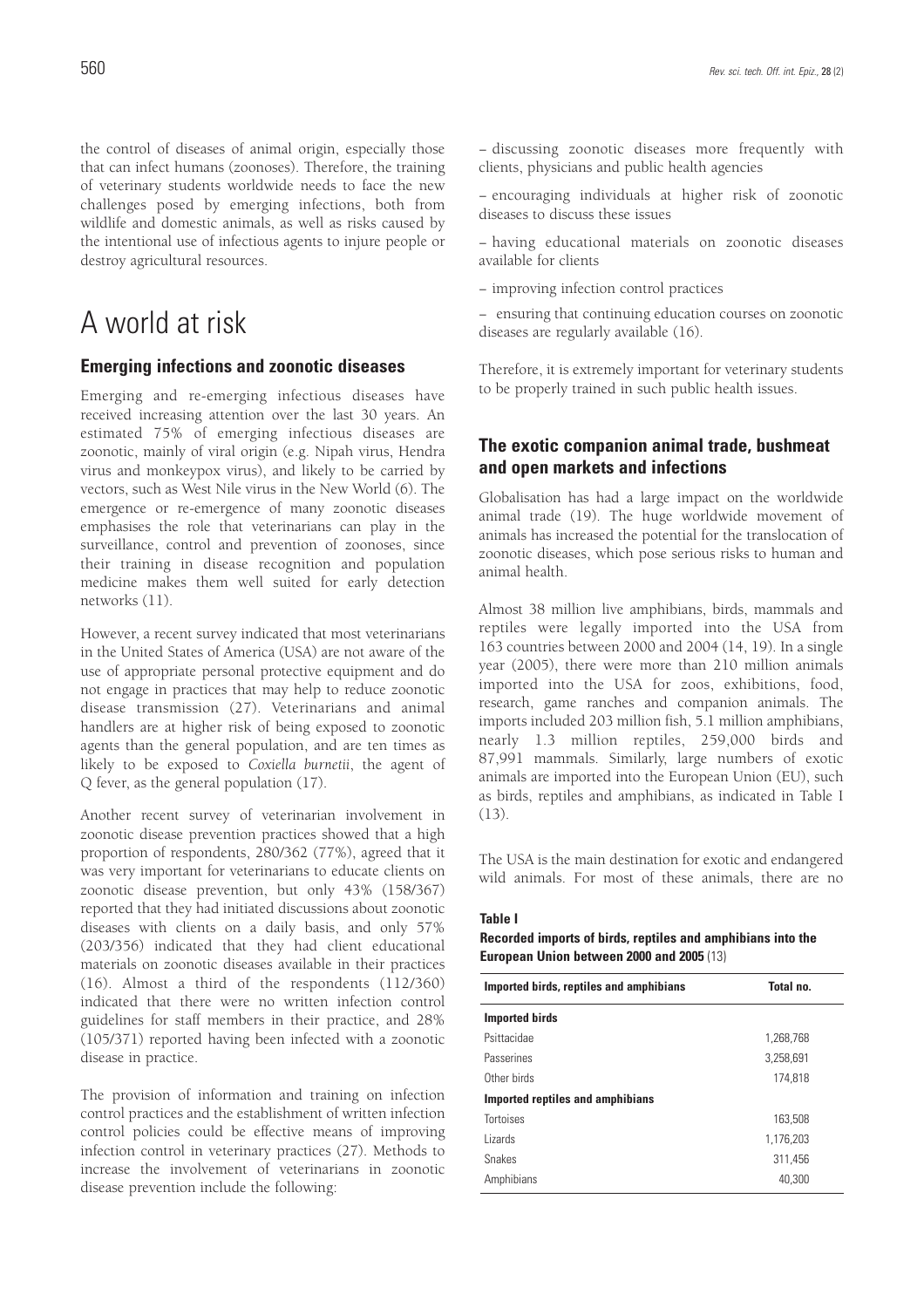the control of diseases of animal origin, especially those that can infect humans (zoonoses). Therefore, the training of veterinary students worldwide needs to face the new challenges posed by emerging infections, both from wildlife and domestic animals, as well as risks caused by the intentional use of infectious agents to injure people or destroy agricultural resources.

# A world at risk

## Emerging infections and zoonotic diseases

Emerging and re-emerging infectious diseases have received increasing attention over the last 30 years. An estimated 75% of emerging infectious diseases are zoonotic, mainly of viral origin (e.g. Nipah virus, Hendra virus and monkeypox virus), and likely to be carried by vectors, such as West Nile virus in the New World (6). The emergence or re-emergence of many zoonotic diseases emphasises the role that veterinarians can play in the surveillance, control and prevention of zoonoses, since their training in disease recognition and population medicine makes them well suited for early detection networks (11).

However, a recent survey indicated that most veterinarians in the United States of America (USA) are not aware of the use of appropriate personal protective equipment and do not engage in practices that may help to reduce zoonotic disease transmission (27). Veterinarians and animal handlers are at higher risk of being exposed to zoonotic agents than the general population, and are ten times as likely to be exposed to *Coxiella burnetii*, the agent of Q fever, as the general population (17).

Another recent survey of veterinarian involvement in zoonotic disease prevention practices showed that a high proportion of respondents, 280/362 (77%), agreed that it was very important for veterinarians to educate clients on zoonotic disease prevention, but only 43% (158/367) reported that they had initiated discussions about zoonotic diseases with clients on a daily basis, and only 57% (203/356) indicated that they had client educational materials on zoonotic diseases available in their practices (16). Almost a third of the respondents (112/360) indicated that there were no written infection control guidelines for staff members in their practice, and 28% (105/371) reported having been infected with a zoonotic disease in practice.

The provision of information and training on infection control practices and the establishment of written infection control policies could be effective means of improving infection control in veterinary practices (27). Methods to increase the involvement of veterinarians in zoonotic disease prevention include the following:

– discussing zoonotic diseases more frequently with clients, physicians and public health agencies

– encouraging individuals at higher risk of zoonotic diseases to discuss these issues

– having educational materials on zoonotic diseases available for clients

– improving infection control practices

– ensuring that continuing education courses on zoonotic diseases are regularly available (16).

Therefore, it is extremely important for veterinary students to be properly trained in such public health issues.

## The exotic companion animal trade, bushmeat and open markets and infections

Globalisation has had a large impact on the worldwide animal trade (19). The huge worldwide movement of animals has increased the potential for the translocation of zoonotic diseases, which pose serious risks to human and animal health.

Almost 38 million live amphibians, birds, mammals and reptiles were legally imported into the USA from 163 countries between 2000 and 2004 (14, 19). In a single year (2005), there were more than 210 million animals imported into the USA for zoos, exhibitions, food, research, game ranches and companion animals. The imports included 203 million fish, 5.1 million amphibians, nearly 1.3 million reptiles, 259,000 birds and 87,991 mammals. Similarly, large numbers of exotic animals are imported into the European Union (EU), such as birds, reptiles and amphibians, as indicated in Table I (13).

The USA is the main destination for exotic and endangered wild animals. For most of these animals, there are no

**Table I**
**Recorded imports of birds, reptiles and amphibians into the European Union between 2000 and 2005** (13)

| Imported birds, reptiles and amphibians | Total no. |
|---|---|
| **Imported birds** | |
| Psittacidae | 1,268,768 |
| Passerines | 3,258,691 |
| Other birds | 174,818 |
| **Imported reptiles and amphibians** | |
| Tortoises | 163,508 |
| Lizards | 1,176,203 |
| Snakes | 311,456 |
| Amphibians | 40,300 |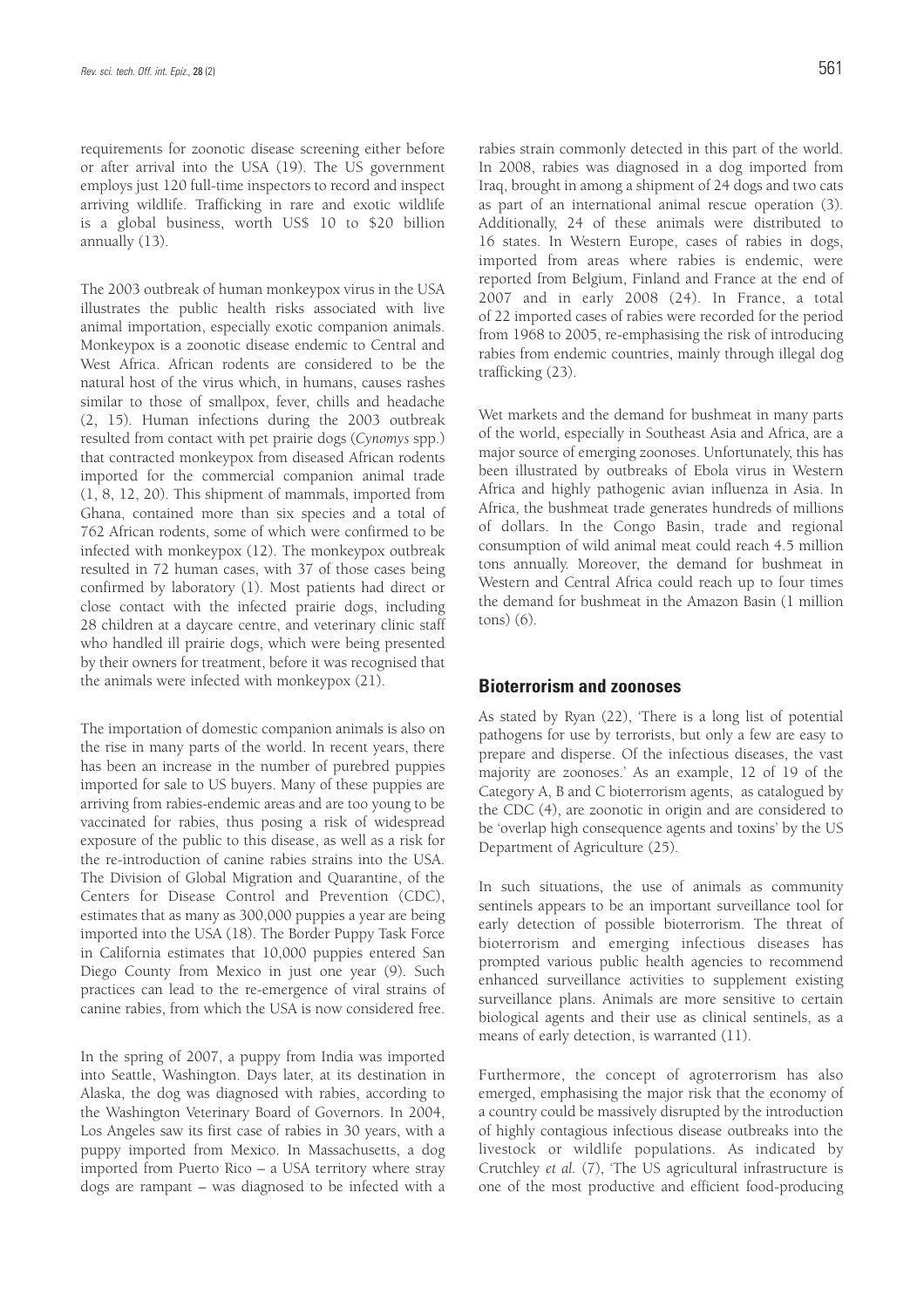requirements for zoonotic disease screening either before or after arrival into the USA (19). The US government employs just 120 full-time inspectors to record and inspect arriving wildlife. Trafficking in rare and exotic wildlife is a global business, worth US$ 10 to $20 billion annually (13).

The 2003 outbreak of human monkeypox virus in the USA illustrates the public health risks associated with live animal importation, especially exotic companion animals. Monkeypox is a zoonotic disease endemic to Central and West Africa. African rodents are considered to be the natural host of the virus which, in humans, causes rashes similar to those of smallpox, fever, chills and headache (2, 15). Human infections during the 2003 outbreak resulted from contact with pet prairie dogs (*Cynomys* spp.) that contracted monkeypox from diseased African rodents imported for the commercial companion animal trade (1, 8, 12, 20). This shipment of mammals, imported from Ghana, contained more than six species and a total of 762 African rodents, some of which were confirmed to be infected with monkeypox (12). The monkeypox outbreak resulted in 72 human cases, with 37 of those cases being confirmed by laboratory (1). Most patients had direct or close contact with the infected prairie dogs, including 28 children at a daycare centre, and veterinary clinic staff who handled ill prairie dogs, which were being presented by their owners for treatment, before it was recognised that the animals were infected with monkeypox (21).

The importation of domestic companion animals is also on the rise in many parts of the world. In recent years, there has been an increase in the number of purebred puppies imported for sale to US buyers. Many of these puppies are arriving from rabies-endemic areas and are too young to be vaccinated for rabies, thus posing a risk of widespread exposure of the public to this disease, as well as a risk for the re-introduction of canine rabies strains into the USA. The Division of Global Migration and Quarantine, of the Centers for Disease Control and Prevention (CDC), estimates that as many as 300,000 puppies a year are being imported into the USA (18). The Border Puppy Task Force in California estimates that 10,000 puppies entered San Diego County from Mexico in just one year (9). Such practices can lead to the re-emergence of viral strains of canine rabies, from which the USA is now considered free.

In the spring of 2007, a puppy from India was imported into Seattle, Washington. Days later, at its destination in Alaska, the dog was diagnosed with rabies, according to the Washington Veterinary Board of Governors. In 2004, Los Angeles saw its first case of rabies in 30 years, with a puppy imported from Mexico. In Massachusetts, a dog imported from Puerto Rico – a USA territory where stray dogs are rampant – was diagnosed to be infected with a rabies strain commonly detected in this part of the world. In 2008, rabies was diagnosed in a dog imported from Iraq, brought in among a shipment of 24 dogs and two cats as part of an international animal rescue operation (3). Additionally, 24 of these animals were distributed to 16 states. In Western Europe, cases of rabies in dogs, imported from areas where rabies is endemic, were reported from Belgium, Finland and France at the end of 2007 and in early 2008 (24). In France, a total of 22 imported cases of rabies were recorded for the period from 1968 to 2005, re-emphasising the risk of introducing rabies from endemic countries, mainly through illegal dog trafficking (23).

Wet markets and the demand for bushmeat in many parts of the world, especially in Southeast Asia and Africa, are a major source of emerging zoonoses. Unfortunately, this has been illustrated by outbreaks of Ebola virus in Western Africa and highly pathogenic avian influenza in Asia. In Africa, the bushmeat trade generates hundreds of millions of dollars. In the Congo Basin, trade and regional consumption of wild animal meat could reach 4.5 million tons annually. Moreover, the demand for bushmeat in Western and Central Africa could reach up to four times the demand for bushmeat in the Amazon Basin (1 million tons) (6).

## Bioterrorism and zoonoses

As stated by Ryan (22), 'There is a long list of potential pathogens for use by terrorists, but only a few are easy to prepare and disperse. Of the infectious diseases, the vast majority are zoonoses.' As an example, 12 of 19 of the Category A, B and C bioterrorism agents, as catalogued by the CDC (4), are zoonotic in origin and are considered to be 'overlap high consequence agents and toxins' by the US Department of Agriculture (25).

In such situations, the use of animals as community sentinels appears to be an important surveillance tool for early detection of possible bioterrorism. The threat of bioterrorism and emerging infectious diseases has prompted various public health agencies to recommend enhanced surveillance activities to supplement existing surveillance plans. Animals are more sensitive to certain biological agents and their use as clinical sentinels, as a means of early detection, is warranted (11).

Furthermore, the concept of agroterrorism has also emerged, emphasising the major risk that the economy of a country could be massively disrupted by the introduction of highly contagious infectious disease outbreaks into the livestock or wildlife populations. As indicated by Crutchley *et al.* (7), 'The US agricultural infrastructure is one of the most productive and efficient food-producing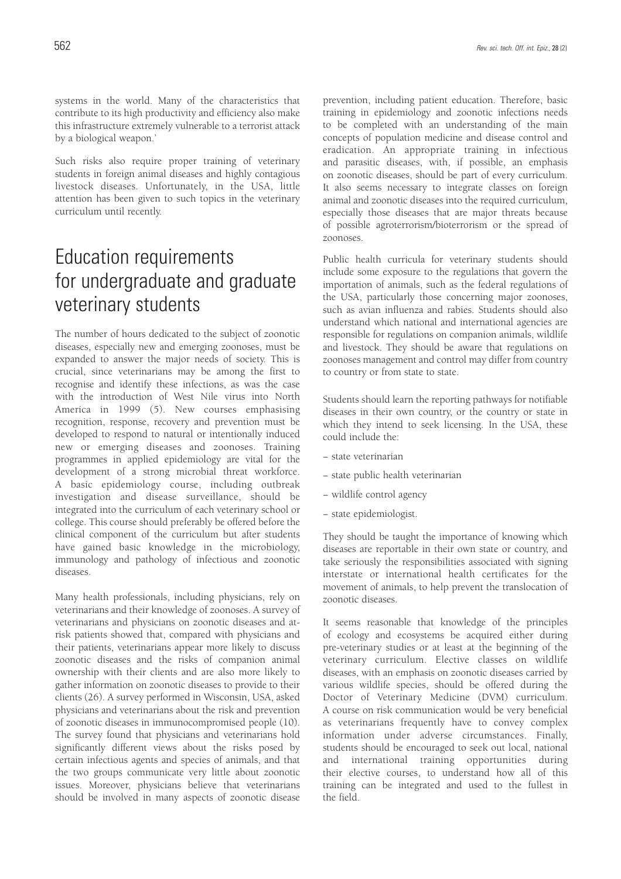systems in the world. Many of the characteristics that contribute to its high productivity and efficiency also make this infrastructure extremely vulnerable to a terrorist attack by a biological weapon.'

Such risks also require proper training of veterinary students in foreign animal diseases and highly contagious livestock diseases. Unfortunately, in the USA, little attention has been given to such topics in the veterinary curriculum until recently.

# Education requirements for undergraduate and graduate veterinary students

The number of hours dedicated to the subject of zoonotic diseases, especially new and emerging zoonoses, must be expanded to answer the major needs of society. This is crucial, since veterinarians may be among the first to recognise and identify these infections, as was the case with the introduction of West Nile virus into North America in 1999 (5). New courses emphasising recognition, response, recovery and prevention must be developed to respond to natural or intentionally induced new or emerging diseases and zoonoses. Training programmes in applied epidemiology are vital for the development of a strong microbial threat workforce. A basic epidemiology course, including outbreak investigation and disease surveillance, should be integrated into the curriculum of each veterinary school or college. This course should preferably be offered before the clinical component of the curriculum but after students have gained basic knowledge in the microbiology, immunology and pathology of infectious and zoonotic diseases.

Many health professionals, including physicians, rely on veterinarians and their knowledge of zoonoses. A survey of veterinarians and physicians on zoonotic diseases and at-risk patients showed that, compared with physicians and their patients, veterinarians appear more likely to discuss zoonotic diseases and the risks of companion animal ownership with their clients and are also more likely to gather information on zoonotic diseases to provide to their clients (26). A survey performed in Wisconsin, USA, asked physicians and veterinarians about the risk and prevention of zoonotic diseases in immunocompromised people (10). The survey found that physicians and veterinarians hold significantly different views about the risks posed by certain infectious agents and species of animals, and that the two groups communicate very little about zoonotic issues. Moreover, physicians believe that veterinarians should be involved in many aspects of zoonotic disease prevention, including patient education. Therefore, basic training in epidemiology and zoonotic infections needs to be completed with an understanding of the main concepts of population medicine and disease control and eradication. An appropriate training in infectious and parasitic diseases, with, if possible, an emphasis on zoonotic diseases, should be part of every curriculum. It also seems necessary to integrate classes on foreign animal and zoonotic diseases into the required curriculum, especially those diseases that are major threats because of possible agroterrorism/bioterrorism or the spread of zoonoses.

Public health curricula for veterinary students should include some exposure to the regulations that govern the importation of animals, such as the federal regulations of the USA, particularly those concerning major zoonoses, such as avian influenza and rabies. Students should also understand which national and international agencies are responsible for regulations on companion animals, wildlife and livestock. They should be aware that regulations on zoonoses management and control may differ from country to country or from state to state.

Students should learn the reporting pathways for notifiable diseases in their own country, or the country or state in which they intend to seek licensing. In the USA, these could include the:

– state veterinarian

– state public health veterinarian

– wildlife control agency

– state epidemiologist.

They should be taught the importance of knowing which diseases are reportable in their own state or country, and take seriously the responsibilities associated with signing interstate or international health certificates for the movement of animals, to help prevent the translocation of zoonotic diseases.

It seems reasonable that knowledge of the principles of ecology and ecosystems be acquired either during pre-veterinary studies or at least at the beginning of the veterinary curriculum. Elective classes on wildlife diseases, with an emphasis on zoonotic diseases carried by various wildlife species, should be offered during the Doctor of Veterinary Medicine (DVM) curriculum. A course on risk communication would be very beneficial as veterinarians frequently have to convey complex information under adverse circumstances. Finally, students should be encouraged to seek out local, national and international training opportunities during their elective courses, to understand how all of this training can be integrated and used to the fullest in the field.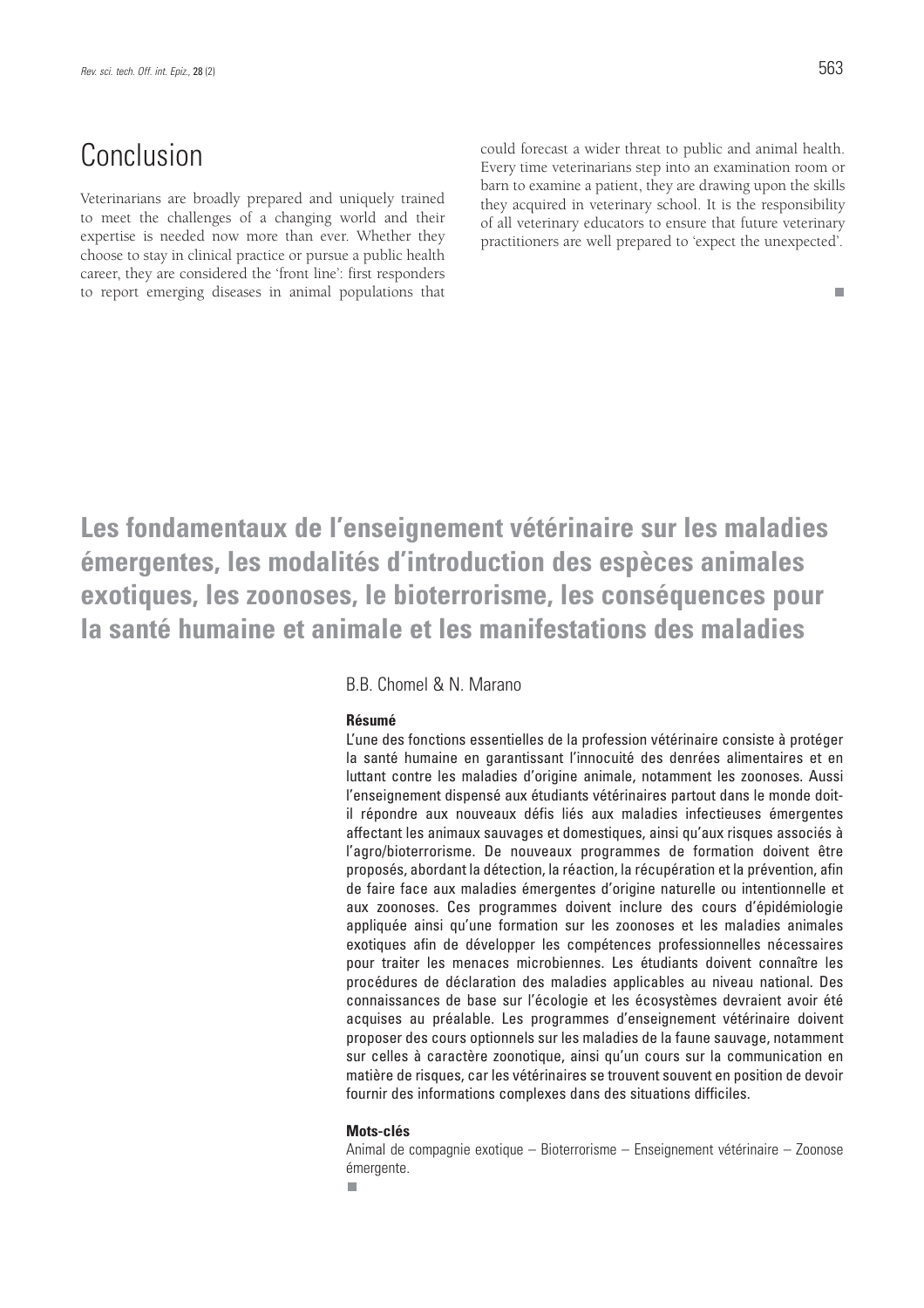## Conclusion

Veterinarians are broadly prepared and uniquely trained to meet the challenges of a changing world and their expertise is needed now more than ever. Whether they choose to stay in clinical practice or pursue a public health career, they are considered the 'front line': first responders to report emerging diseases in animal populations that could forecast a wider threat to public and animal health. Every time veterinarians step into an examination room or barn to examine a patient, they are drawing upon the skills they acquired in veterinary school. It is the responsibility of all veterinary educators to ensure that future veterinary practitioners are well prepared to 'expect the unexpected'.

# Les fondamentaux de l'enseignement vétérinaire sur les maladies émergentes, les modalités d'introduction des espèces animales exotiques, les zoonoses, le bioterrorisme, les conséquences pour la santé humaine et animale et les manifestations des maladies

B.B. Chomel & N. Marano

#### Résumé

L'une des fonctions essentielles de la profession vétérinaire consiste à protéger la santé humaine en garantissant l'innocuité des denrées alimentaires et en luttant contre les maladies d'origine animale, notamment les zoonoses. Aussi l'enseignement dispensé aux étudiants vétérinaires partout dans le monde doit-il répondre aux nouveaux défis liés aux maladies infectieuses émergentes affectant les animaux sauvages et domestiques, ainsi qu'aux risques associés à l'agro/bioterrorisme. De nouveaux programmes de formation doivent être proposés, abordant la détection, la réaction, la récupération et la prévention, afin de faire face aux maladies émergentes d'origine naturelle ou intentionnelle et aux zoonoses. Ces programmes doivent inclure des cours d'épidémiologie appliquée ainsi qu'une formation sur les zoonoses et les maladies animales exotiques afin de développer les compétences professionnelles nécessaires pour traiter les menaces microbiennes. Les étudiants doivent connaître les procédures de déclaration des maladies applicables au niveau national. Des connaissances de base sur l'écologie et les écosystèmes devraient avoir été acquises au préalable. Les programmes d'enseignement vétérinaire doivent proposer des cours optionnels sur les maladies de la faune sauvage, notamment sur celles à caractère zoonotique, ainsi qu'un cours sur la communication en matière de risques, car les vétérinaires se trouvent souvent en position de devoir fournir des informations complexes dans des situations difficiles.

#### Mots-clés

Animal de compagnie exotique – Bioterrorisme – Enseignement vétérinaire – Zoonose émergente.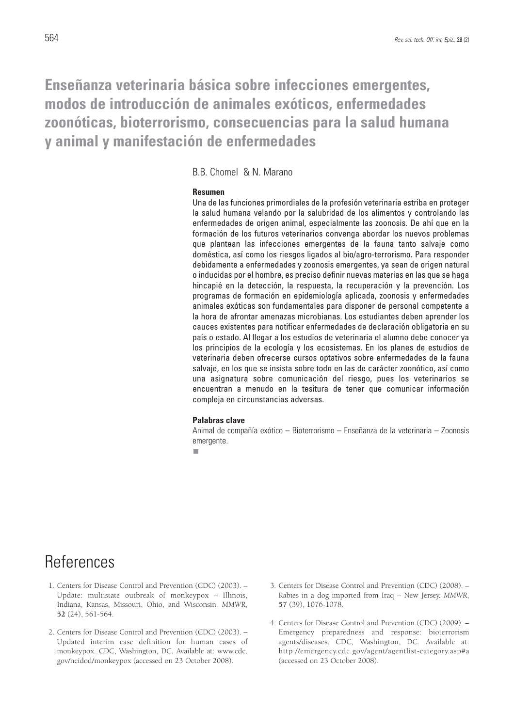# Enseñanza veterinaria básica sobre infecciones emergentes, modos de introducción de animales exóticos, enfermedades zoonóticas, bioterrorismo, consecuencias para la salud humana y animal y manifestación de enfermedades

B.B. Chomel & N. Marano

**Resumen**

Una de las funciones primordiales de la profesión veterinaria estriba en proteger la salud humana velando por la salubridad de los alimentos y controlando las enfermedades de origen animal, especialmente las zoonosis. De ahí que en la formación de los futuros veterinarios convenga abordar los nuevos problemas que plantean las infecciones emergentes de la fauna tanto salvaje como doméstica, así como los riesgos ligados al bio/agro-terrorismo. Para responder debidamente a enfermedades y zoonosis emergentes, ya sean de origen natural o inducidas por el hombre, es preciso definir nuevas materias en las que se haga hincapié en la detección, la respuesta, la recuperación y la prevención. Los programas de formación en epidemiología aplicada, zoonosis y enfermedades animales exóticas son fundamentales para disponer de personal competente a la hora de afrontar amenazas microbianas. Los estudiantes deben aprender los cauces existentes para notificar enfermedades de declaración obligatoria en su país o estado. Al llegar a los estudios de veterinaria el alumno debe conocer ya los principios de la ecología y los ecosistemas. En los planes de estudios de veterinaria deben ofrecerse cursos optativos sobre enfermedades de la fauna salvaje, en los que se insista sobre todo en las de carácter zoonótico, así como una asignatura sobre comunicación del riesgo, pues los veterinarios se encuentran a menudo en la tesitura de tener que comunicar información compleja en circunstancias adversas.

**Palabras clave**

Animal de compañía exótico – Bioterrorismo – Enseñanza de la veterinaria – Zoonosis emergente.

# References

1. Centers for Disease Control and Prevention (CDC) (2003). – Update: multistate outbreak of monkeypox – Illinois, Indiana, Kansas, Missouri, Ohio, and Wisconsin. *MMWR*, **52** (24), 561-564.

2. Centers for Disease Control and Prevention (CDC) (2003). – Updated interim case definition for human cases of monkeypox. CDC, Washington, DC. Available at: www.cdc.gov/ncidod/monkeypox (accessed on 23 October 2008).

3. Centers for Disease Control and Prevention (CDC) (2008). – Rabies in a dog imported from Iraq – New Jersey. *MMWR*, **57** (39), 1076-1078.

4. Centers for Disease Control and Prevention (CDC) (2009). – Emergency preparedness and response: bioterrorism agents/diseases. CDC, Washington, DC. Available at: http://emergency.cdc.gov/agent/agentlist-category.asp#a (accessed on 23 October 2008).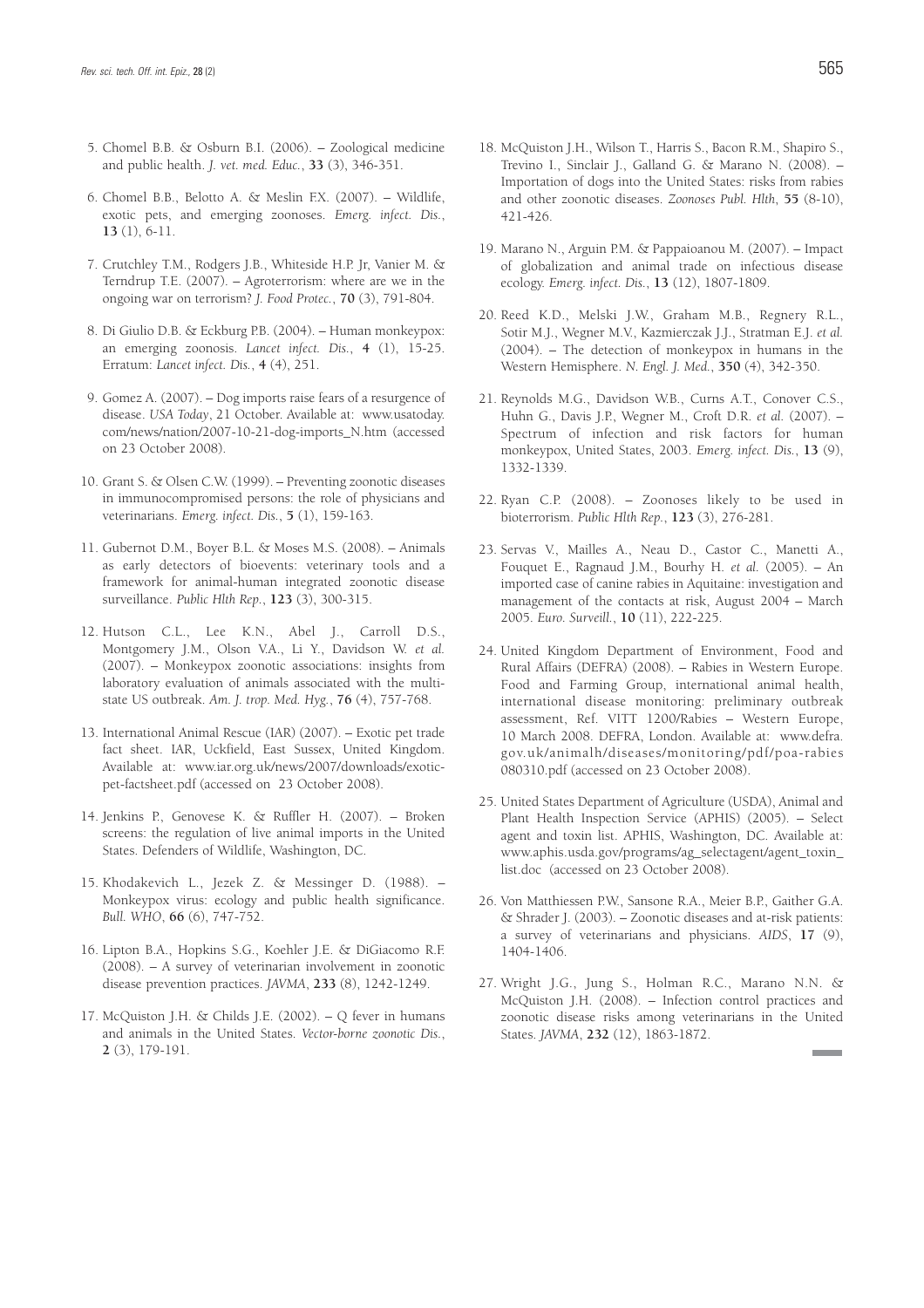5. Chomel B.B. & Osburn B.I. (2006). – Zoological medicine and public health. *J. vet. med. Educ.*, **33** (3), 346-351.

6. Chomel B.B., Belotto A. & Meslin F.X. (2007). – Wildlife, exotic pets, and emerging zoonoses. *Emerg. infect. Dis.*, **13** (1), 6-11.

7. Crutchley T.M., Rodgers J.B., Whiteside H.P. Jr, Vanier M. & Terndrup T.E. (2007). – Agroterrorism: where are we in the ongoing war on terrorism? *J. Food Protec.*, **70** (3), 791-804.

8. Di Giulio D.B. & Eckburg P.B. (2004). – Human monkeypox: an emerging zoonosis. *Lancet infect. Dis.*, **4** (1), 15-25. Erratum: *Lancet infect. Dis.*, **4** (4), 251.

9. Gomez A. (2007). – Dog imports raise fears of a resurgence of disease. *USA Today*, 21 October. Available at: www.usatoday.com/news/nation/2007-10-21-dog-imports_N.htm (accessed on 23 October 2008).

10. Grant S. & Olsen C.W. (1999). – Preventing zoonotic diseases in immunocompromised persons: the role of physicians and veterinarians. *Emerg. infect. Dis.*, **5** (1), 159-163.

11. Gubernot D.M., Boyer B.L. & Moses M.S. (2008). – Animals as early detectors of bioevents: veterinary tools and a framework for animal-human integrated zoonotic disease surveillance. *Public Hlth Rep.*, **123** (3), 300-315.

12. Hutson C.L., Lee K.N., Abel J., Carroll D.S., Montgomery J.M., Olson V.A., Li Y., Davidson W. *et al.* (2007). – Monkeypox zoonotic associations: insights from laboratory evaluation of animals associated with the multi-state US outbreak. *Am. J. trop. Med. Hyg.*, **76** (4), 757-768.

13. International Animal Rescue (IAR) (2007). – Exotic pet trade fact sheet. IAR, Uckfield, East Sussex, United Kingdom. Available at: www.iar.org.uk/news/2007/downloads/exotic-pet-factsheet.pdf (accessed on 23 October 2008).

14. Jenkins P., Genovese K. & Ruffler H. (2007). – Broken screens: the regulation of live animal imports in the United States. Defenders of Wildlife, Washington, DC.

15. Khodakevich L., Jezek Z. & Messinger D. (1988). – Monkeypox virus: ecology and public health significance. *Bull. WHO*, **66** (6), 747-752.

16. Lipton B.A., Hopkins S.G., Koehler J.E. & DiGiacomo R.F. (2008). – A survey of veterinarian involvement in zoonotic disease prevention practices. *JAVMA*, **233** (8), 1242-1249.

17. McQuiston J.H. & Childs J.E. (2002). – Q fever in humans and animals in the United States. *Vector-borne zoonotic Dis.*, **2** (3), 179-191.

18. McQuiston J.H., Wilson T., Harris S., Bacon R.M., Shapiro S., Trevino I., Sinclair J., Galland G. & Marano N. (2008). – Importation of dogs into the United States: risks from rabies and other zoonotic diseases. *Zoonoses Publ. Hlth*, **55** (8-10), 421-426.

19. Marano N., Arguin P.M. & Pappaioanou M. (2007). – Impact of globalization and animal trade on infectious disease ecology. *Emerg. infect. Dis.*, **13** (12), 1807-1809.

20. Reed K.D., Melski J.W., Graham M.B., Regnery R.L., Sotir M.J., Wegner M.V., Kazmierczak J.J., Stratman E.J. *et al.* (2004). – The detection of monkeypox in humans in the Western Hemisphere. *N. Engl. J. Med.*, **350** (4), 342-350.

21. Reynolds M.G., Davidson W.B., Curns A.T., Conover C.S., Huhn G., Davis J.P., Wegner M., Croft D.R. *et al.* (2007). – Spectrum of infection and risk factors for human monkeypox, United States, 2003. *Emerg. infect. Dis.*, **13** (9), 1332-1339.

22. Ryan C.P. (2008). – Zoonoses likely to be used in bioterrorism. *Public Hlth Rep.*, **123** (3), 276-281.

23. Servas V., Mailles A., Neau D., Castor C., Manetti A., Fouquet E., Ragnaud J.M., Bourhy H. *et al.* (2005). – An imported case of canine rabies in Aquitaine: investigation and management of the contacts at risk, August 2004 – March 2005. *Euro. Surveill.*, **10** (11), 222-225.

24. United Kingdom Department of Environment, Food and Rural Affairs (DEFRA) (2008). – Rabies in Western Europe. Food and Farming Group, international animal health, international disease monitoring: preliminary outbreak assessment, Ref. VITT 1200/Rabies – Western Europe, 10 March 2008. DEFRA, London. Available at: www.defra.gov.uk/animalh/diseases/monitoring/pdf/poa-rabies080310.pdf (accessed on 23 October 2008).

25. United States Department of Agriculture (USDA), Animal and Plant Health Inspection Service (APHIS) (2005). – Select agent and toxin list. APHIS, Washington, DC. Available at: www.aphis.usda.gov/programs/ag_selectagent/agent_toxin_list.doc (accessed on 23 October 2008).

26. Von Matthiessen P.W., Sansone R.A., Meier B.P., Gaither G.A. & Shrader J. (2003). – Zoonotic diseases and at-risk patients: a survey of veterinarians and physicians. *AIDS*, **17** (9), 1404-1406.

27. Wright J.G., Jung S., Holman R.C., Marano N.N. & McQuiston J.H. (2008). – Infection control practices and zoonotic disease risks among veterinarians in the United States. *JAVMA*, **232** (12), 1863-1872.